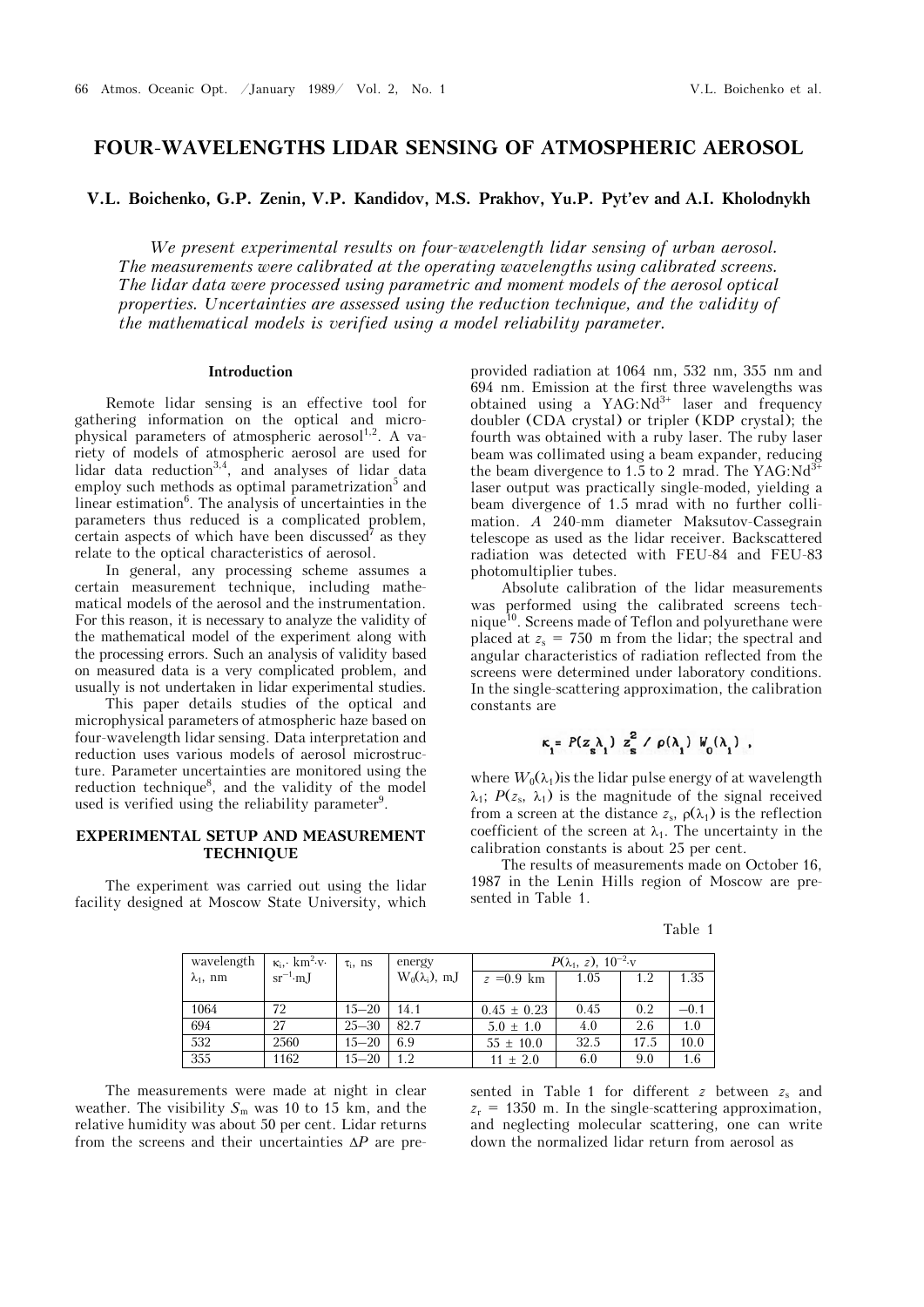# FOUR-WAVELENGTHS LIDAR SENSING OF ATMOSPHERIC AEROSOL

**V.L. Boichenko, G.P. Zenin, V.P. Kandidov, M.S. Prakhov, Yu.P. Pyt'ev and A.I. Kholodnykh**

*We present experimental results on four-wavelength lidar sensing of urban aerosol. The measurements were calibrated at the operating wavelengths using calibrated screens. The lidar data were processed using parametric and moment models of the aerosol optical properties. Uncertainties are assessed using the reduction technique, and the validity of the mathematical models is verified using a model reliability parameter.*

### Introduction

Remote lidar sensing is an effective tool for gathering information on the optical and microphysical parameters of atmospheric aerosol[1,2]. A variety of models of atmospheric aerosol are used for lidar data reduction[3,4], and analyses of lidar data employ such methods as optimal parametrization[5] and linear estimation[6]. The analysis of uncertainties in the parameters thus reduced is a complicated problem, certain aspects of which have been discussed[7] as they relate to the optical characteristics of aerosol.

In general, any processing scheme assumes a certain measurement technique, including mathematical models of the aerosol and the instrumentation. For this reason, it is necessary to analyze the validity of the mathematical model of the experiment along with the processing errors. Such an analysis of validity based on measured data is a very complicated problem, and usually is not undertaken in lidar experimental studies.

This paper details studies of the optical and microphysical parameters of atmospheric haze based on four-wavelength lidar sensing. Data interpretation and reduction uses various models of aerosol microstructure. Parameter uncertainties are monitored using the reduction technique[8], and the validity of the model used is verified using the reliability parameter[9].

## EXPERIMENTAL SETUP AND MEASUREMENT TECHNIQUE

The experiment was carried out using the lidar facility designed at Moscow State University, which provided radiation at 1064 nm, 532 nm, 355 nm and 694 nm. Emission at the first three wavelengths was obtained using a YAG:$Nd^{3+}$ laser and frequency doubler (CDA crystal) or tripler (KDP crystal); the fourth was obtained with a ruby laser. The ruby laser beam was collimated using a beam expander, reducing the beam divergence to 1.5 to 2 mrad. The YAG:$Nd^{3+}$ laser output was practically single-moded, yielding a beam divergence of 1.5 mrad with no further collimation. *A* 240-mm diameter Maksutov-Cassegrain telescope as used as the lidar receiver. Backscattered radiation was detected with FEU-84 and FEU-83 photomultiplier tubes.

Absolute calibration of the lidar measurements was performed using the calibrated screens technique[10]. Screens made of Teflon and polyurethane were placed at $z_s$ = 750 m from the lidar; the spectral and angular characteristics of radiation reflected from the screens were determined under laboratory conditions. In the single-scattering approximation, the calibration constants are

$$\kappa_1 = P(z_s \lambda_1)\, z_s^2 \,/\, \rho(\lambda_1)\, W_0(\lambda_1) \ ,$$

where $W_0(\lambda_1)$is the lidar pulse energy of at wavelength $\lambda_1$; $P(z_s, \lambda_1)$ is the magnitude of the signal received from a screen at the distance $z_s$, $\rho(\lambda_1)$ is the reflection coefficient of the screen at $\lambda_1$. The uncertainty in the calibration constants is about 25 per cent.

The results of measurements made on October 16, 1987 in the Lenin Hills region of Moscow are presented in Table 1.

Table 1

| wavelength $\lambda_1$, nm | $\kappa_i$, km$^2$·v·sr$^{-1}$·mJ | $\tau_i$, ns | energy $W_0(\lambda_i)$, mJ | $P(\lambda_1, z)$, $10^{-2}$·v | | | |
|---|---|---|---|---|---|---|---|
| | | | | $z$ = 0.9 km | 1.05 | 1.2 | 1.35 |
| 1064 | 72 | 15–20 | 14.1 | 0.45 ± 0.23 | 0.45 | 0.2 | −0.1 |
| 694 | 27 | 25–30 | 82.7 | 5.0 ± 1.0 | 4.0 | 2.6 | 1.0 |
| 532 | 2560 | 15–20 | 6.9 | 55 ± 10.0 | 32.5 | 17.5 | 10.0 |
| 355 | 1162 | 15–20 | 1.2 | 11 ± 2.0 | 6.0 | 9.0 | 1.6 |

The measurements were made at night in clear weather. The visibility $S_m$ was 10 to 15 km, and the relative humidity was about 50 per cent. Lidar returns from the screens and their uncertainties $\Delta P$ are presented in Table 1 for different $z$ between $z_s$ and $z_r$ = 1350 m. In the single-scattering approximation, and neglecting molecular scattering, one can write down the normalized lidar return from aerosol as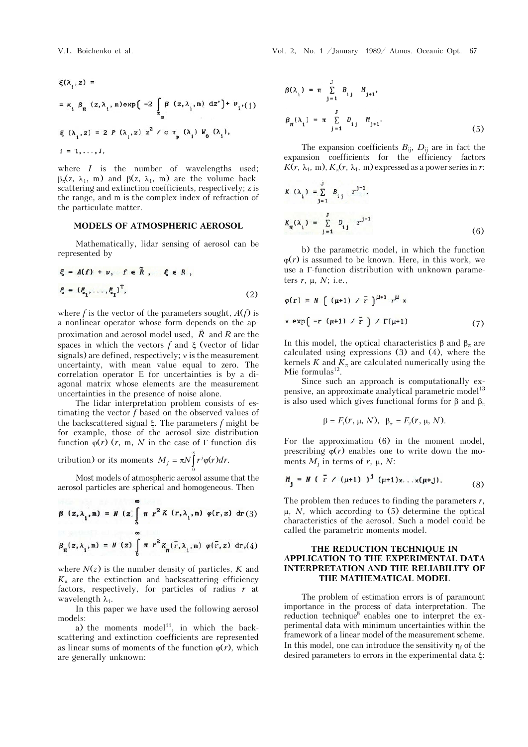$$\xi(\lambda_i, z) =$$

$$= K_i \beta_\pi(z, \lambda_i, m)\exp\left(-2\int_{z_s}^{z} \beta(z, \lambda_i, m)\, dz'\right) + \nu_i, \quad (1)$$

$$\xi(\lambda_i, z) = 2P(\lambda_i, z) z^2 / c\tau_p(\lambda_i) W_0(\lambda_i),$$

$$i = 1, \ldots, I,$$

where $I$ is the number of wavelengths used; $\beta_\pi(z, \lambda_1, m)$ and $\beta(z, \lambda_1, m)$ are the volume backscattering and extinction coefficients, respectively; z is the range, and m is the complex index of refraction of the particulate matter.

## MODELS OF ATMOSPHERIC AEROSOL

Mathematically, lidar sensing of aerosol can be represented by

$$\xi = A(f) + \nu, \quad f \in \tilde{R}, \quad \xi \in R,$$

$$\xi = (\xi_1, \ldots, \xi_I)^T, \quad (2)$$

where $f$ is the vector of the parameters sought, $A(f)$ is a nonlinear operator whose form depends on the approximation and aerosol model used, $\tilde{R}$ and $R$ are the spaces in which the vectors $f$ and $\xi$ (vector of lidar signals) are defined, respectively; $\nu$ is the measurement uncertainty, with mean value equal to zero. The correlation operator E for uncertainties is by a diagonal matrix whose elements are the measurement uncertainties in the presence of noise alone.

The lidar interpretation problem consists of estimating the vector $f$ based on the observed values of the backscattered signal $\xi$. The parameters $f$ might be for example, those of the aerosol size distribution function $\varphi(r)$ ($r$, m, $N$ in the case of Γ-function distribution) or its moments $M_j = \pi N\int_0^\infty r^j \varphi(r) dr$.

Most models of atmospheric aerosol assume that the aerosol particles are spherical and homogeneous. Then

$$\beta(z, \lambda_i, m) = N(z)\int_0^\infty \pi r^2 K(r, \lambda_i, m)\, \varphi(r, z)\, dr \quad (3)$$

$$\beta_\pi(z, \lambda_i, m) = N(z)\int_0^\infty \pi r^2 K_\pi(\bar{r}, \lambda_i, m)\, \varphi(\bar{r}, z)\, dr, \quad (4)$$

where $N(z)$ is the number density of particles, $K$ and $K_\pi$ are the extinction and backscattering efficiency factors, respectively, for particles of radius $r$ at wavelength $\lambda_1$.

In this paper we have used the following aerosol models:

a) the moments model[11], in which the backscattering and extinction coefficients are represented as linear sums of moments of the function $\varphi(r)$, which are generally unknown:

$$\beta(\lambda_i) = \pi \sum_{j=1}^{J} B_{ij} M_{j+1},$$

$$\beta_\pi(\lambda_i) = \pi \sum_{j=1}^{J} D_{ij} M_{j+1}. \quad (5)$$

The expansion coefficients $B_{ij}$, $D_{ij}$ are in fact the expansion coefficients for the efficiency factors $K(r, \lambda_1, m)$, $K_\pi(r, \lambda_1, m)$ expressed as a power series in $r$:

$$K(\lambda_i) = \sum_{j=1}^{J} B_{ij} r^{j-1},$$

$$K_\pi(\lambda_i) = \sum_{j=1}^{J} D_{ij} r^{j-1} \quad (6)$$

b) the parametric model, in which the function $\varphi(r)$ is assumed to be known. Here, in this work, we use a Γ-function distribution with unknown parameters $r$, $\mu$, $N$; i.e.,

$$\varphi(r) = N\left[(\mu+1)/\bar{r}\right]^{\mu+1} r^{\mu} \times$$

$$\times \exp\left[-r(\mu+1)/\bar{r}\right]/\Gamma(\mu+1) \quad (7)$$

In this model, the optical characteristics $\beta$ and $\beta_\pi$ are calculated using expressions (3) and (4), where the kernels $K$ and $K_\pi$ are calculated numerically using the Mie formulas[12].

Since such an approach is computationally expensive, an approximate analytical parametric model[13] is also used which gives functional forms for $\beta$ and $\beta_\pi$

$$\beta = F_1(\bar{r}, \mu, N), \quad \beta_\pi = F_2(\bar{r}, \mu, N).$$

For the approximation (6) in the moment model, prescribing $\varphi(r)$ enables one to write down the moments $M_j$ in terms of $r$, $\mu$, $N$:

$$M_j = N\left(\bar{r}/(\mu+1)\right)^j (\mu+1)\times\ldots\times(\mu+j). \quad (8)$$

The problem then reduces to finding the parameters $r$, $\mu$, $N$, which according to (5) determine the optical characteristics of the aerosol. Such a model could be called the parametric moments model.

## THE REDUCTION TECHNIQUE IN APPLICATION TO THE EXPERIMENTAL DATA INTERPRETATION AND THE RELIABILITY OF THE MATHEMATICAL MODEL

The problem of estimation errors is of paramount importance in the process of data interpretation. The reduction technique[8] enables one to interpret the experimental data with minimum uncertainties within the framework of a linear model of the measurement scheme. In this model, one can introduce the sensitivity $\eta_f$ of the desired parameters to errors in the experimental data $\xi$: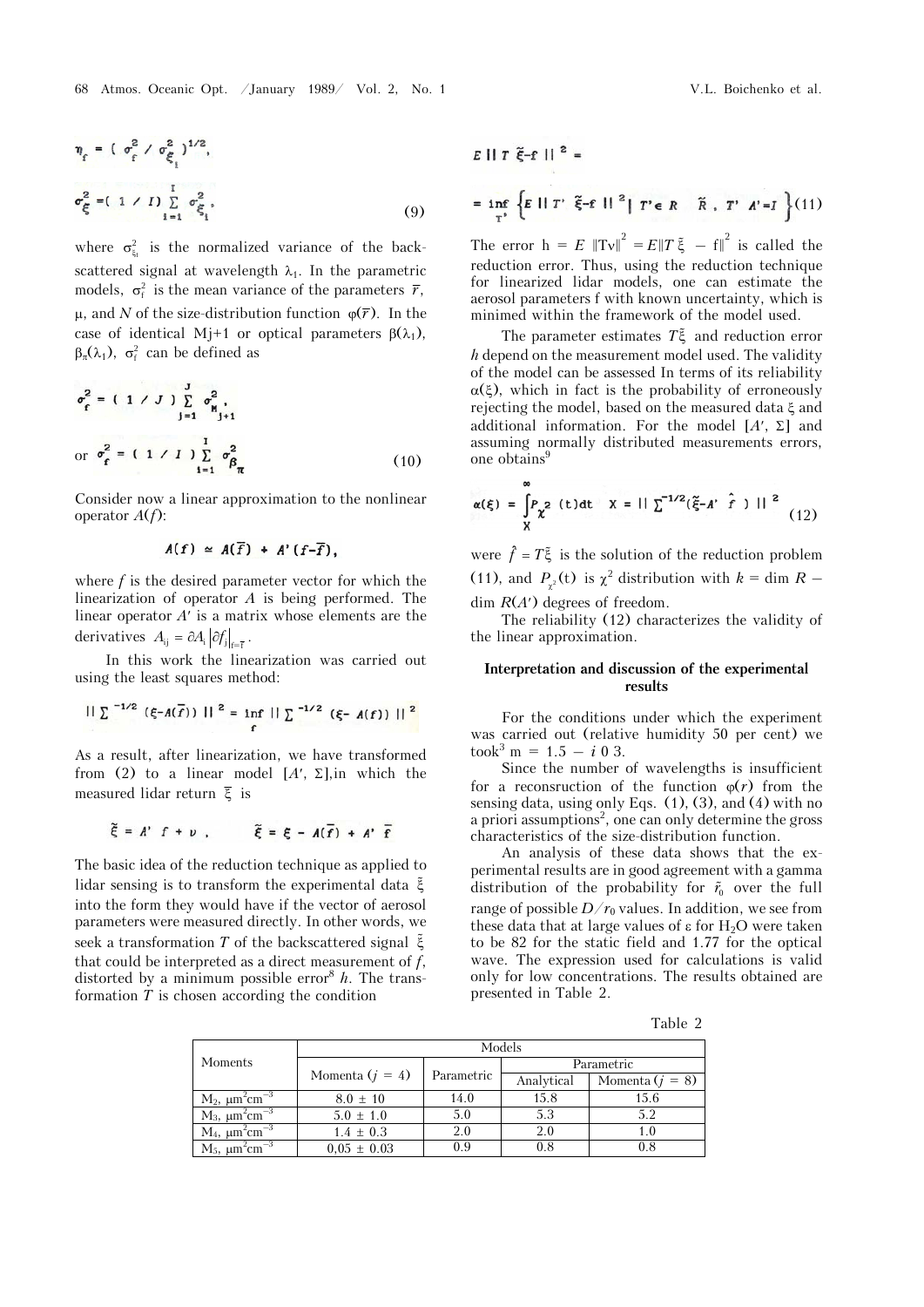$$\eta_f = ( \sigma_f^2 / \sigma_{\xi_i}^2 )^{1/2},$$

$$\sigma_\xi^2 = ( 1 / I ) \sum_{i=1}^{I} \sigma_{\xi_i}^2 , \tag{9}$$

where $\sigma_{\xi_i}^2$ is the normalized variance of the backscattered signal at wavelength $\lambda_1$. In the parametric models, $\sigma_f^2$ is the mean variance of the parameters $\bar{r}$, $\mu$, and $N$ of the size-distribution function $\varphi(\bar{r})$. In the case of identical Mj+1 or optical parameters $\beta(\lambda_1)$, $\beta_\pi(\lambda_1)$, $\sigma_f^2$ can be defined as

$$\sigma_f^2 = ( 1 / J ) \sum_{j=1}^{J} \sigma_{M_{j+1}}^2 ,$$

$$\text{or} \quad \sigma_f^2 = ( 1 / I ) \sum_{i=1}^{I} \sigma_{\beta_\pi}^2 \tag{10}$$

Consider now a linear approximation to the nonlinear operator $A(f)$:

$$A(f) \simeq A(\bar{f}) + A'(f - \bar{f}),$$

where $f$ is the desired parameter vector for which the linearization of operator $A$ is being performed. The linear operator $A'$ is a matrix whose elements are the derivatives $A_{ij} = \partial A_i \left| \partial f_j \right|_{f=\bar{f}}$.

In this work the linearization was carried out using the least squares method:

$$\| \Sigma^{-1/2} (\xi - A(\bar{f})) \|^2 = \inf_f \| \Sigma^{-1/2} (\xi - A(f)) \|^2$$

As a result, after linearization, we have transformed from (2) to a linear model $[A', \Sigma]$,in which the measured lidar return $\tilde{\xi}$ is

$$\tilde{\xi} = A' f + \nu , \qquad \tilde{\xi} = \xi - A(\bar{f}) + A' \bar{f}$$

The basic idea of the reduction technique as applied to lidar sensing is to transform the experimental data $\tilde{\xi}$ into the form they would have if the vector of aerosol parameters were measured directly. In other words, we seek a transformation $T$ of the backscattered signal $\tilde{\xi}$ that could be interpreted as a direct measurement of $f$, distorted by a minimum possible error[8] $h$. The transformation $T$ is chosen according the condition

$$E \| T \tilde{\xi} - f \|^2 =$$

$$= \inf_{T'} \left\{ E \| T' \tilde{\xi} - f \|^2 \middle| T' \in R \quad \tilde{R} , T' A' = I \right\} \tag{11}$$

The error $h = E \|T\nu\|^2 = E\|T \tilde{\xi} - f\|^2$ is called the reduction error. Thus, using the reduction technique for linearized lidar models, one can estimate the aerosol parameters f with known uncertainty, which is minimed within the framework of the model used.

The parameter estimates $T\tilde{\xi}$ and reduction error $h$ depend on the measurement model used. The validity of the model can be assessed In terms of its reliability $\alpha(\xi)$, which in fact is the probability of erroneously rejecting the model, based on the measured data $\xi$ and additional information. For the model $[A', \Sigma]$ and assuming normally distributed measurements errors, one obtains[9]

$$\alpha(\xi) = \int_X^\infty P_{\chi^2} (t) dt \quad X = \| \Sigma^{-1/2} (\tilde{\xi} - A' \hat{f} ) \|^2 \tag{12}$$

were $\hat{f} = T\tilde{\xi}$ is the solution of the reduction problem (11), and $P_{\chi^2}(t)$ is $\chi^2$ distribution with $k = \dim R - \dim R(A')$ degrees of freedom.

The reliability (12) characterizes the validity of the linear approximation.

### Interpretation and discussion of the experimental results

For the conditions under which the experiment was carried out (relative humidity 50 per cent) we took[3] m = 1.5 − i 0 3.

Since the number of wavelengths is insufficient for a reconsruction of the function $\varphi(r)$ from the sensing data, using only Eqs. (1), (3), and (4) with no a priori assumptions[2], one can only determine the gross characteristics of the size-distribution function.

An analysis of these data shows that the experimental results are in good agreement with a gamma distribution of the probability for $\tilde{r}_0$ over the full range of possible $D/r_0$ values. In addition, we see from these data that at large values of ε for $H_2O$ were taken to be 82 for the static field and 1.77 for the optical wave. The expression used for calculations is valid only for low concentrations. The results obtained are presented in Table 2.

Table 2

| Moments | Models | | | |
|---|---|---|---|---|
| | Momenta ($j$ = 4) | Parametric | Parametric | |
| | | | Analytical | Momenta ($j$ = 8) |
| $M_2$, $\mu m^2 cm^{-3}$ | 8.0 ± 10 | 14.0 | 15.8 | 15.6 |
| $M_3$, $\mu m^2 cm^{-3}$ | 5.0 ± 1.0 | 5.0 | 5.3 | 5.2 |
| $M_4$, $\mu m^2 cm^{-3}$ | 1.4 ± 0.3 | 2.0 | 2.0 | 1.0 |
| $M_5$, $\mu m^2 cm^{-3}$ | 0,05 ± 0.03 | 0.9 | 0.8 | 0.8 |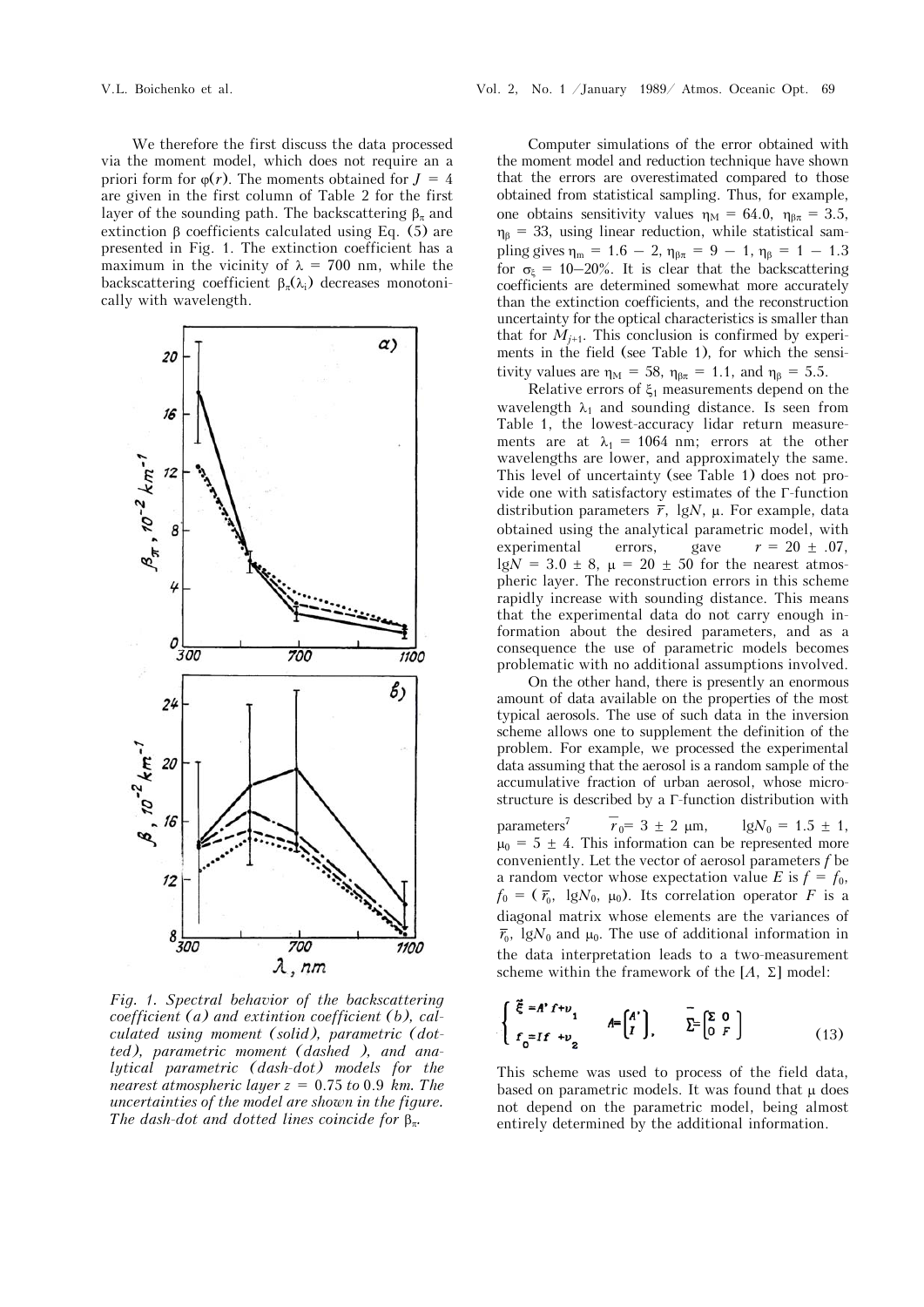We therefore the first discuss the data processed via the moment model, which does not require an a priori form for $\varphi(r)$. The moments obtained for $J = 4$ are given in the first column of Table 2 for the first layer of the sounding path. The backscattering $\beta_\pi$ and extinction $\beta$ coefficients calculated using Eq. (5) are presented in Fig. 1. The extinction coefficient has a maximum in the vicinity of $\lambda = 700$ nm, while the backscattering coefficient $\beta_\pi(\lambda_i)$ decreases monotonically with wavelength.

*Fig. 1. Spectral behavior of the backscattering coefficient (a) and extintion coefficient (b), calculated using moment (solid), parametric (dotted), parametric moment (dashed ), and analytical parametric (dash-dot) models for the nearest atmospheric layer z = 0.75 to 0.9 km. The uncertainties of the model are shown in the figure. The dash-dot and dotted lines coincide for* $\beta_\pi$.

Computer simulations of the error obtained with the moment model and reduction technique have shown that the errors are overestimated compared to those obtained from statistical sampling. Thus, for example, one obtains sensitivity values $\eta_M = 64.0$, $\eta_{\beta\pi} = 3.5$, $\eta_\beta = 33$, using linear reduction, while statistical sampling gives $\eta_m = 1.6 - 2$, $\eta_{\beta\pi} = 9 - 1$, $\eta_\beta = 1 - 1.3$ for $\sigma_\xi = 10$–$20\%$. It is clear that the backscattering coefficients are determined somewhat more accurately than the extinction coefficients, and the reconstruction uncertainty for the optical characteristics is smaller than that for $M_{j+1}$. This conclusion is confirmed by experiments in the field (see Table 1), for which the sensitivity values are $\eta_M = 58$, $\eta_{\beta\pi} = 1.1$, and $\eta_\beta = 5.5$.

Relative errors of $\xi_1$ measurements depend on the wavelength $\lambda_1$ and sounding distance. Is seen from Table 1, the lowest-accuracy lidar return measurements are at $\lambda_1 = 1064$ nm; errors at the other wavelengths are lower, and approximately the same. This level of uncertainty (see Table 1) does not provide one with satisfactory estimates of the Γ-function distribution parameters $\bar{r}$, lg$N$, $\mu$. For example, data obtained using the analytical parametric model, with experimental errors, gave $r = 20 \pm .07$, lg$N = 3.0 \pm 8$, $\mu = 20 \pm 50$ for the nearest atmospheric layer. The reconstruction errors in this scheme rapidly increase with sounding distance. This means that the experimental data do not carry enough information about the desired parameters, and as a consequence the use of parametric models becomes problematic with no additional assumptions involved.

On the other hand, there is presently an enormous amount of data available on the properties of the most typical aerosols. The use of such data in the inversion scheme allows one to supplement the definition of the problem. For example, we processed the experimental data assuming that the aerosol is a random sample of the accumulative fraction of urban aerosol, whose microstructure is described by a Γ-function distribution with parameters[7] $\bar{r}_0 = 3 \pm 2$ μm, lg$N_0 = 1.5 \pm 1$, $\mu_0 = 5 \pm 4$. This information can be represented more conveniently. Let the vector of aerosol parameters $f$ be a random vector whose expectation value $E$ is $f = f_0$, $f_0 = (\bar{r}_0, \lg N_0, \mu_0)$. Its correlation operator $F$ is a diagonal matrix whose elements are the variances of $\bar{r}_0$, lg$N_0$ and $\mu_0$. The use of additional information in the data interpretation leads to a two-measurement scheme within the framework of the $[A, \Sigma]$ model:

$$\begin{cases} \vec{\xi} = A' f + v_1 \\ f_0 = I f + v_2 \end{cases} \qquad A = \begin{bmatrix} A' \\ I \end{bmatrix}, \qquad \bar{\Sigma} = \begin{bmatrix} \Sigma & 0 \\ 0 & F \end{bmatrix} \tag{13}$$

This scheme was used to process of the field data, based on parametric models. It was found that $\mu$ does not depend on the parametric model, being almost entirely determined by the additional information.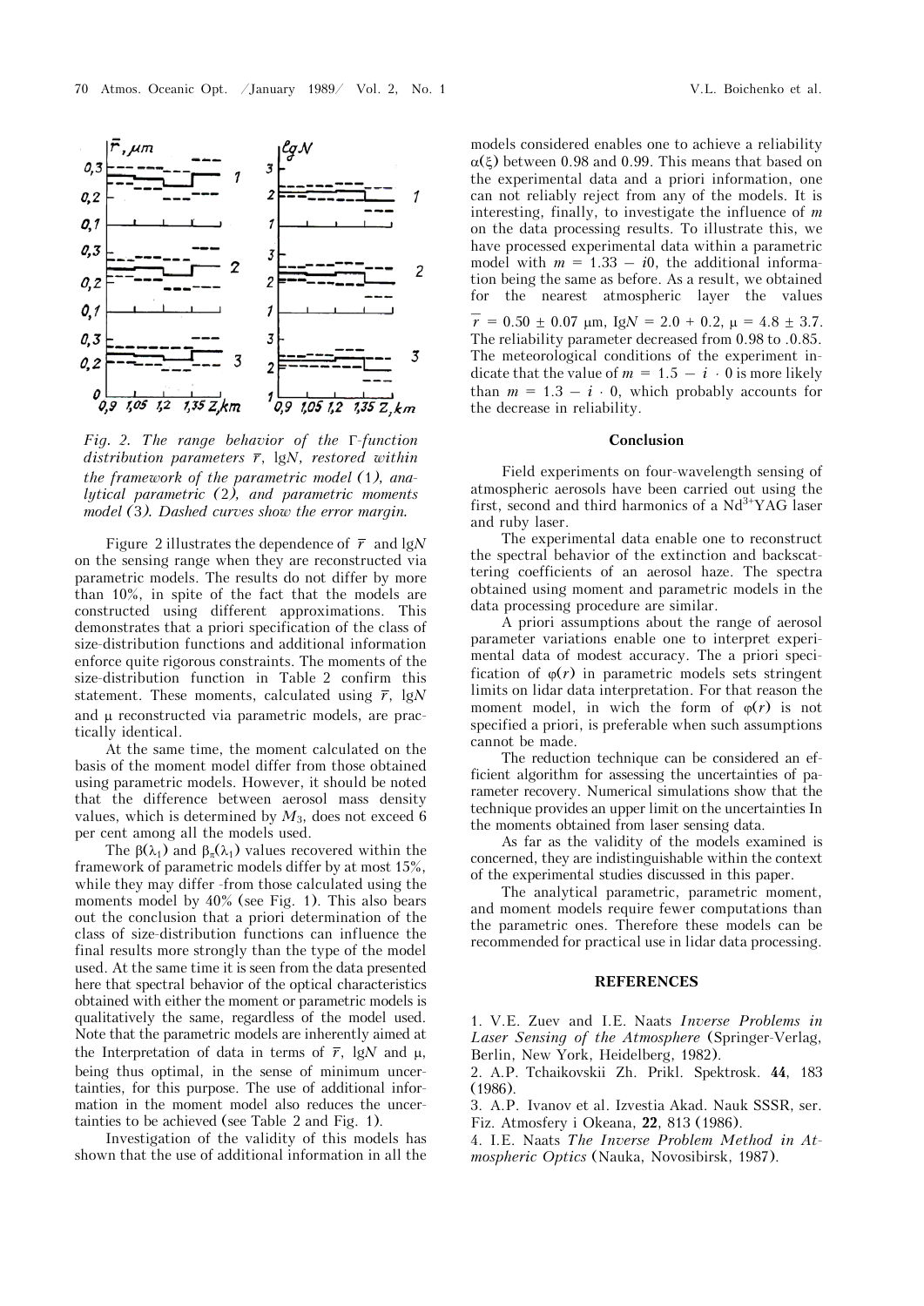*Fig. 2. The range behavior of the Γ-function distribution parameters $\bar{r}$, lg$N$, restored within the framework of the parametric model (1), analytical parametric (2), and parametric moments model (3). Dashed curves show the error margin.*

Figure 2 illustrates the dependence of $\bar{r}$ and lg$N$ on the sensing range when they are reconstructed via parametric models. The results do not differ by more than 10%, in spite of the fact that the models are constructed using different approximations. This demonstrates that a priori specification of the class of size-distribution functions and additional information enforce quite rigorous constraints. The moments of the size-distribution function in Table 2 confirm this statement. These moments, calculated using $\bar{r}$, lg$N$ and μ reconstructed via parametric models, are practically identical.

At the same time, the moment calculated on the basis of the moment model differ from those obtained using parametric models. However, it should be noted that the difference between aerosol mass density values, which is determined by $M_3$, does not exceed 6 per cent among all the models used.

The $\beta(\lambda_1)$ and $\beta_\pi(\lambda_1)$ values recovered within the framework of parametric models differ by at most 15%, while they may differ -from those calculated using the moments model by 40% (see Fig. 1). This also bears out the conclusion that a priori determination of the class of size-distribution functions can influence the final results more strongly than the type of the model used. At the same time it is seen from the data presented here that spectral behavior of the optical characteristics obtained with either the moment or parametric models is qualitatively the same, regardless of the model used. Note that the parametric models are inherently aimed at the Interpretation of data in terms of $\bar{r}$, lg$N$ and μ, being thus optimal, in the sense of minimum uncertainties, for this purpose. The use of additional information in the moment model also reduces the uncertainties to be achieved (see Table 2 and Fig. 1).

Investigation of the validity of this models has shown that the use of additional information in all the models considered enables one to achieve a reliability $\alpha(\xi)$ between 0.98 and 0.99. This means that based on the experimental data and a priori information, one can not reliably reject from any of the models. It is interesting, finally, to investigate the influence of $m$ on the data processing results. To illustrate this, we have processed experimental data within a parametric model with $m = 1.33 - i0$, the additional information being the same as before. As a result, we obtained for the nearest atmospheric layer the values $\bar{r} = 0.50 \pm 0.07$ μm, Ig$N = 2.0 + 0.2$, $\mu = 4.8 \pm 3.7$. The reliability parameter decreased from 0.98 to .0.85. The meteorological conditions of the experiment indicate that the value of $m = 1.5 - i \cdot 0$ is more likely than $m = 1.3 - i \cdot 0$, which probably accounts for the decrease in reliability.

## Conclusion

Field experiments on four-wavelength sensing of atmospheric aerosols have been carried out using the first, second and third harmonics of a $Nd^{3+}$YAG laser and ruby laser.

The experimental data enable one to reconstruct the spectral behavior of the extinction and backscattering coefficients of an aerosol haze. The spectra obtained using moment and parametric models in the data processing procedure are similar.

A priori assumptions about the range of aerosol parameter variations enable one to interpret experimental data of modest accuracy. The a priori specification of $\varphi(r)$ in parametric models sets stringent limits on lidar data interpretation. For that reason the moment model, in wich the form of $\varphi(r)$ is not specified a priori, is preferable when such assumptions cannot be made.

The reduction technique can be considered an efficient algorithm for assessing the uncertainties of parameter recovery. Numerical simulations show that the technique provides an upper limit on the uncertainties In the moments obtained from laser sensing data.

As far as the validity of the models examined is concerned, they are indistinguishable within the context of the experimental studies discussed in this paper.

The analytical parametric, parametric moment, and moment models require fewer computations than the parametric ones. Therefore these models can be recommended for practical use in lidar data processing.

## REFERENCES

1. V.E. Zuev and I.E. Naats *Inverse Problems in Laser Sensing of the Atmosphere* (Springer-Verlag, Berlin, New York, Heidelberg, 1982).
2. A.P. Tchaikovskii Zh. Prikl. Spektrosk. **44**, 183 (1986).
3. A.P. Ivanov et al. Izvestia Akad. Nauk SSSR, ser. Fiz. Atmosfery i Okeana, **22**, 813 (1986).
4. I.E. Naats *The Inverse Problem Method in Atmospheric Optics* (Nauka, Novosibirsk, 1987).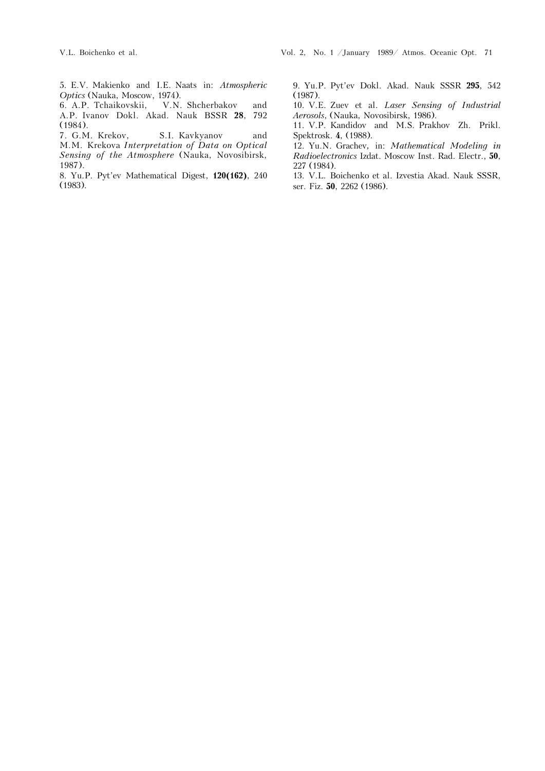5. E.V. Makienko and I.E. Naats in: *Atmospheric Optics* (Nauka, Moscow, 1974).
6. A.P. Tchaikovskii, V.N. Shcherbakov and A.P. Ivanov Dokl. Akad. Nauk BSSR **28**, 792 (1984).
7. G.M. Krekov, S.I. Kavkyanov and M.M. Krekova *Interpretation of Data on Optical Sensing of the Atmosphere* (Nauka, Novosibirsk, 1987).
8. Yu.P. Pyt'ev Mathematical Digest, **120(162)**, 240 (1983).
9. Yu.P. Pyt'ev Dokl. Akad. Nauk SSSR **295**, 542 (1987).
10. V.E. Zuev et al. *Laser Sensing of Industrial Aerosols*, (Nauka, Novosibirsk, 1986).
11. V.P. Kandidov and M.S. Prakhov Zh. Prikl. Spektrosk. **4**, (1988).
12. Yu.N. Grachev, in: *Mathematical Modeling in Radioelectronics* Izdat. Moscow Inst. Rad. Electr., **50**, 227 (1984).
13. V.L. Boichenko et al. Izvestia Akad. Nauk SSSR, ser. Fiz. **50**, 2262 (1986).